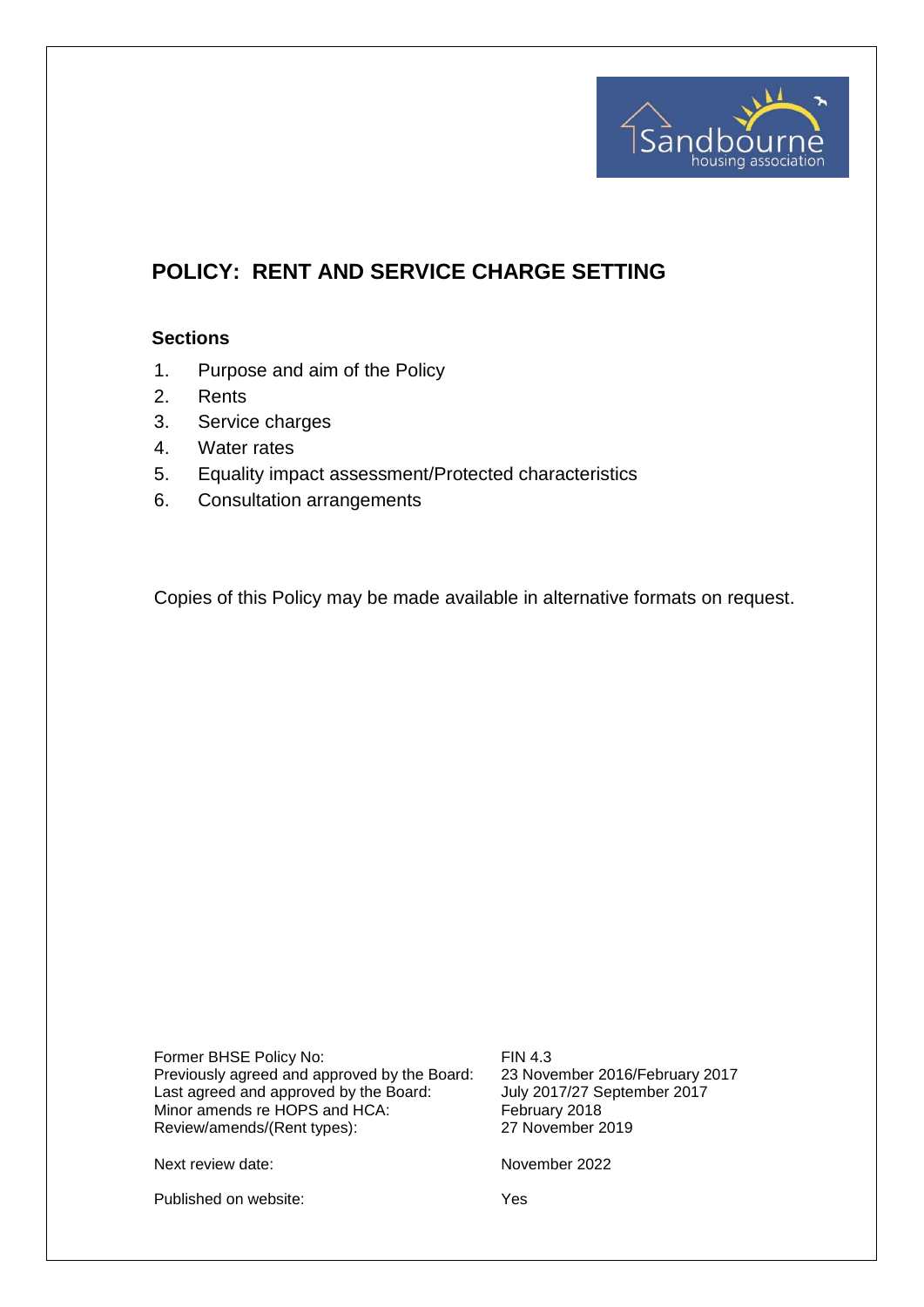# POLICY: RENT AND SERVICE CHARGE SETTING

### Sections

1. Purpose and aim of the Policy
2. Rents
3. Service charges
4. Water rates
5. Equality impact assessment/Protected characteristics
6. Consultation arrangements

Copies of this Policy may be made available in alternative formats on request.

| | |
|---|---|
| Former BHSE Policy No: | FIN 4.3 |
| Previously agreed and approved by the Board: | 23 November 2016/February 2017 |
| Last agreed and approved by the Board: | July 2017/27 September 2017 |
| Minor amends re HOPS and HCA: | February 2018 |
| Review/amends/(Rent types): | 27 November 2019 |
| Next review date: | November 2022 |
| Published on website: | Yes |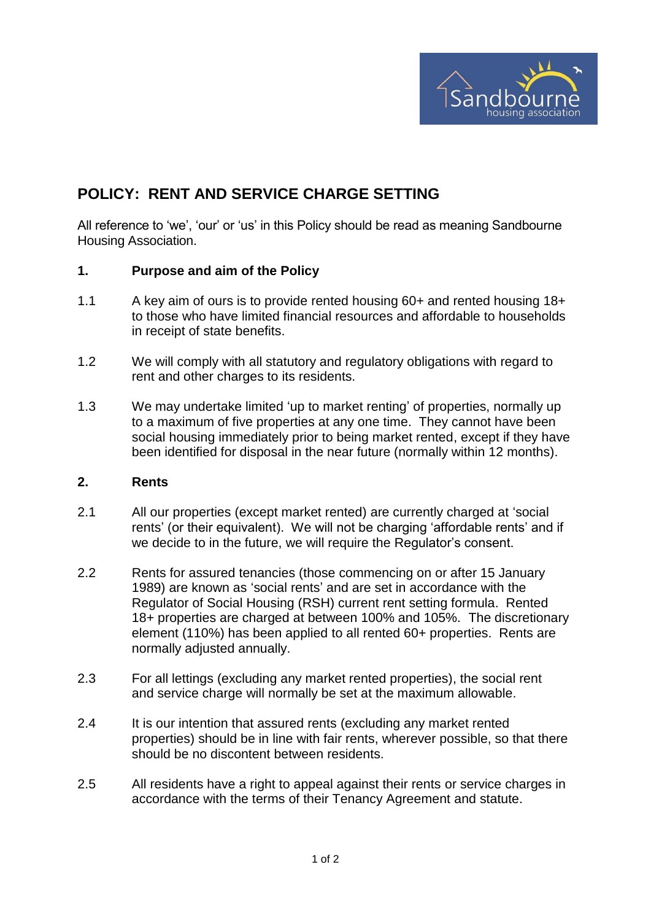# POLICY: RENT AND SERVICE CHARGE SETTING

All reference to 'we', 'our' or 'us' in this Policy should be read as meaning Sandbourne Housing Association.

## 1. Purpose and aim of the Policy

1.1 A key aim of ours is to provide rented housing 60+ and rented housing 18+ to those who have limited financial resources and affordable to households in receipt of state benefits.

1.2 We will comply with all statutory and regulatory obligations with regard to rent and other charges to its residents.

1.3 We may undertake limited 'up to market renting' of properties, normally up to a maximum of five properties at any one time. They cannot have been social housing immediately prior to being market rented, except if they have been identified for disposal in the near future (normally within 12 months).

## 2. Rents

2.1 All our properties (except market rented) are currently charged at 'social rents' (or their equivalent). We will not be charging 'affordable rents' and if we decide to in the future, we will require the Regulator's consent.

2.2 Rents for assured tenancies (those commencing on or after 15 January 1989) are known as 'social rents' and are set in accordance with the Regulator of Social Housing (RSH) current rent setting formula. Rented 18+ properties are charged at between 100% and 105%. The discretionary element (110%) has been applied to all rented 60+ properties. Rents are normally adjusted annually.

2.3 For all lettings (excluding any market rented properties), the social rent and service charge will normally be set at the maximum allowable.

2.4 It is our intention that assured rents (excluding any market rented properties) should be in line with fair rents, wherever possible, so that there should be no discontent between residents.

2.5 All residents have a right to appeal against their rents or service charges in accordance with the terms of their Tenancy Agreement and statute.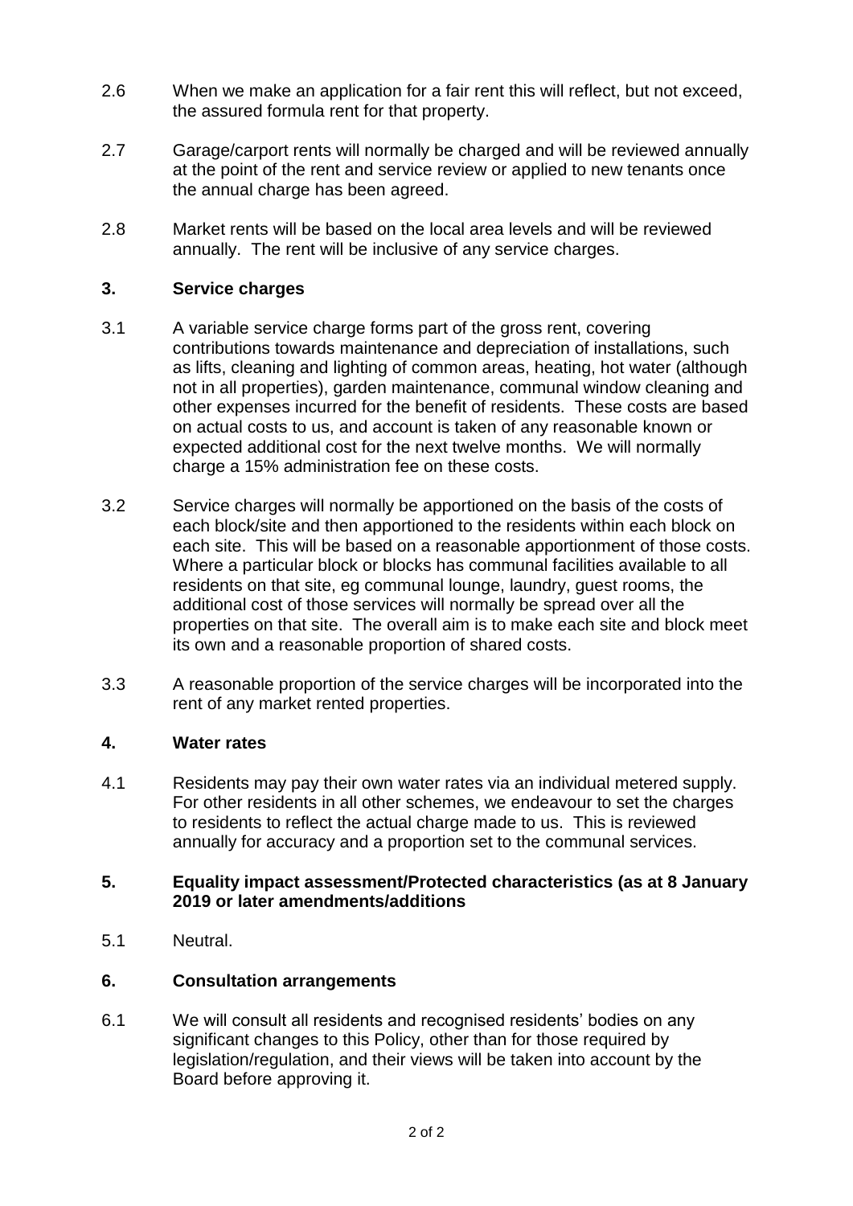2.6 When we make an application for a fair rent this will reflect, but not exceed, the assured formula rent for that property.

2.7 Garage/carport rents will normally be charged and will be reviewed annually at the point of the rent and service review or applied to new tenants once the annual charge has been agreed.

2.8 Market rents will be based on the local area levels and will be reviewed annually. The rent will be inclusive of any service charges.

## 3. Service charges

3.1 A variable service charge forms part of the gross rent, covering contributions towards maintenance and depreciation of installations, such as lifts, cleaning and lighting of common areas, heating, hot water (although not in all properties), garden maintenance, communal window cleaning and other expenses incurred for the benefit of residents. These costs are based on actual costs to us, and account is taken of any reasonable known or expected additional cost for the next twelve months. We will normally charge a 15% administration fee on these costs.

3.2 Service charges will normally be apportioned on the basis of the costs of each block/site and then apportioned to the residents within each block on each site. This will be based on a reasonable apportionment of those costs. Where a particular block or blocks has communal facilities available to all residents on that site, eg communal lounge, laundry, guest rooms, the additional cost of those services will normally be spread over all the properties on that site. The overall aim is to make each site and block meet its own and a reasonable proportion of shared costs.

3.3 A reasonable proportion of the service charges will be incorporated into the rent of any market rented properties.

## 4. Water rates

4.1 Residents may pay their own water rates via an individual metered supply. For other residents in all other schemes, we endeavour to set the charges to residents to reflect the actual charge made to us. This is reviewed annually for accuracy and a proportion set to the communal services.

## 5. Equality impact assessment/Protected characteristics (as at 8 January 2019 or later amendments/additions

5.1 Neutral.

## 6. Consultation arrangements

6.1 We will consult all residents and recognised residents' bodies on any significant changes to this Policy, other than for those required by legislation/regulation, and their views will be taken into account by the Board before approving it.